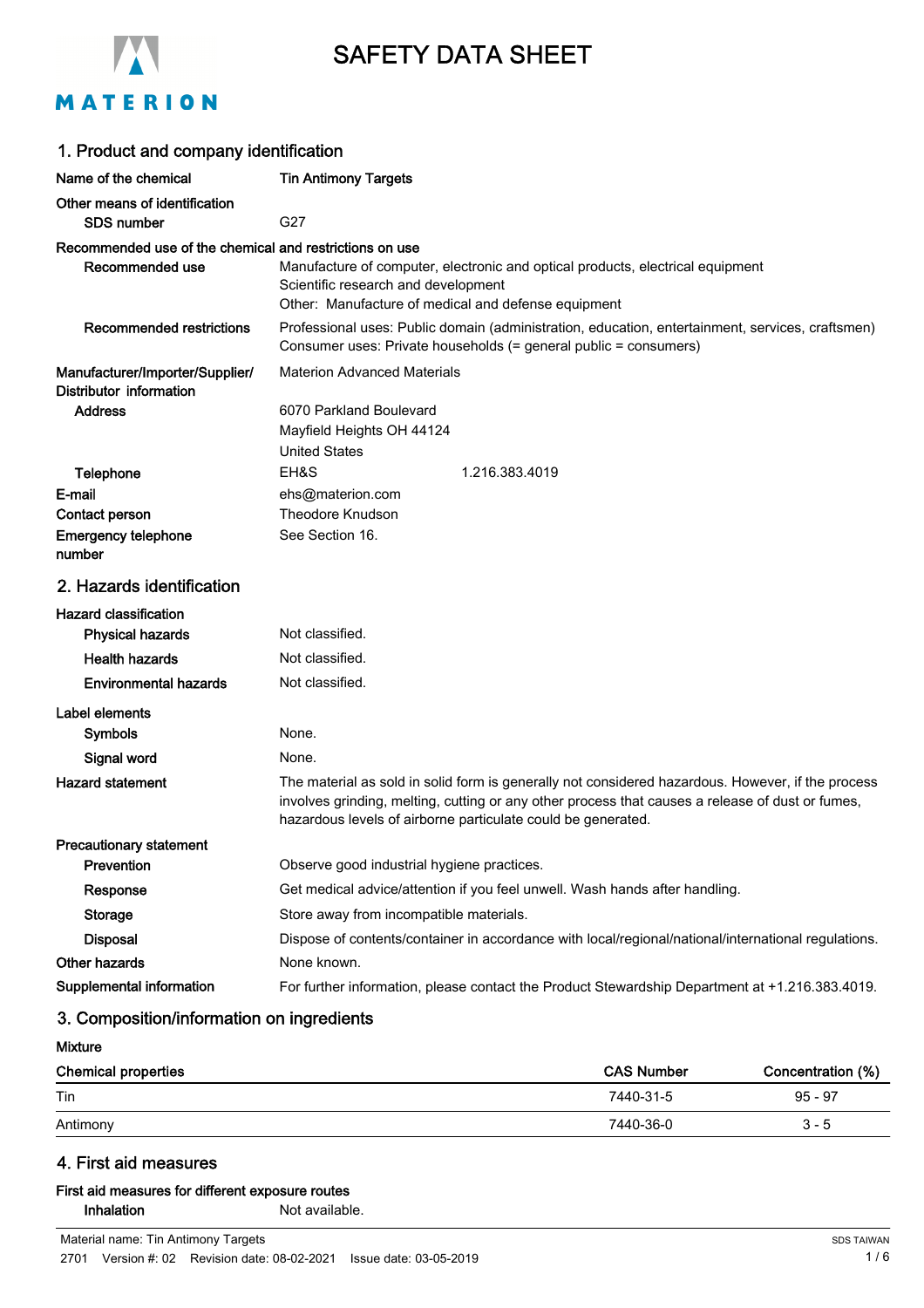# SAFETY DATA SHEET

## 1. Product and company identification

| | |
|---|---|
| **Name of the chemical** | **Tin Antimony Targets** |
| **Other means of identification** | |
| **SDS number** | G27 |
| **Recommended use of the chemical and restrictions on use** | |
| **Recommended use** | Manufacture of computer, electronic and optical products, electrical equipment<br>Scientific research and development<br>Other: Manufacture of medical and defense equipment |
| **Recommended restrictions** | Professional uses: Public domain (administration, education, entertainment, services, craftsmen)<br>Consumer uses: Private households (= general public = consumers) |
| **Manufacturer/Importer/Supplier/ Distributor information** | Materion Advanced Materials |
| **Address** | 6070 Parkland Boulevard<br>Mayfield Heights OH 44124<br>United States |
| **Telephone** | EH&S 1.216.383.4019 |
| **E-mail** | ehs@materion.com |
| **Contact person** | Theodore Knudson |
| **Emergency telephone number** | See Section 16. |

## 2. Hazards identification

| | |
|---|---|
| **Hazard classification** | |
| **Physical hazards** | Not classified. |
| **Health hazards** | Not classified. |
| **Environmental hazards** | Not classified. |
| **Label elements** | |
| **Symbols** | None. |
| **Signal word** | None. |
| **Hazard statement** | The material as sold in solid form is generally not considered hazardous. However, if the process involves grinding, melting, cutting or any other process that causes a release of dust or fumes, hazardous levels of airborne particulate could be generated. |
| **Precautionary statement** | |
| **Prevention** | Observe good industrial hygiene practices. |
| **Response** | Get medical advice/attention if you feel unwell. Wash hands after handling. |
| **Storage** | Store away from incompatible materials. |
| **Disposal** | Dispose of contents/container in accordance with local/regional/national/international regulations. |
| **Other hazards** | None known. |
| **Supplemental information** | For further information, please contact the Product Stewardship Department at +1.216.383.4019. |

## 3. Composition/information on ingredients

**Mixture**

| Chemical properties | CAS Number | Concentration (%) |
|---|---|---|
| Tin | 7440-31-5 | 95 - 97 |
| Antimony | 7440-36-0 | 3 - 5 |

## 4. First aid measures

**First aid measures for different exposure routes**

| | |
|---|---|
| **Inhalation** | Not available. |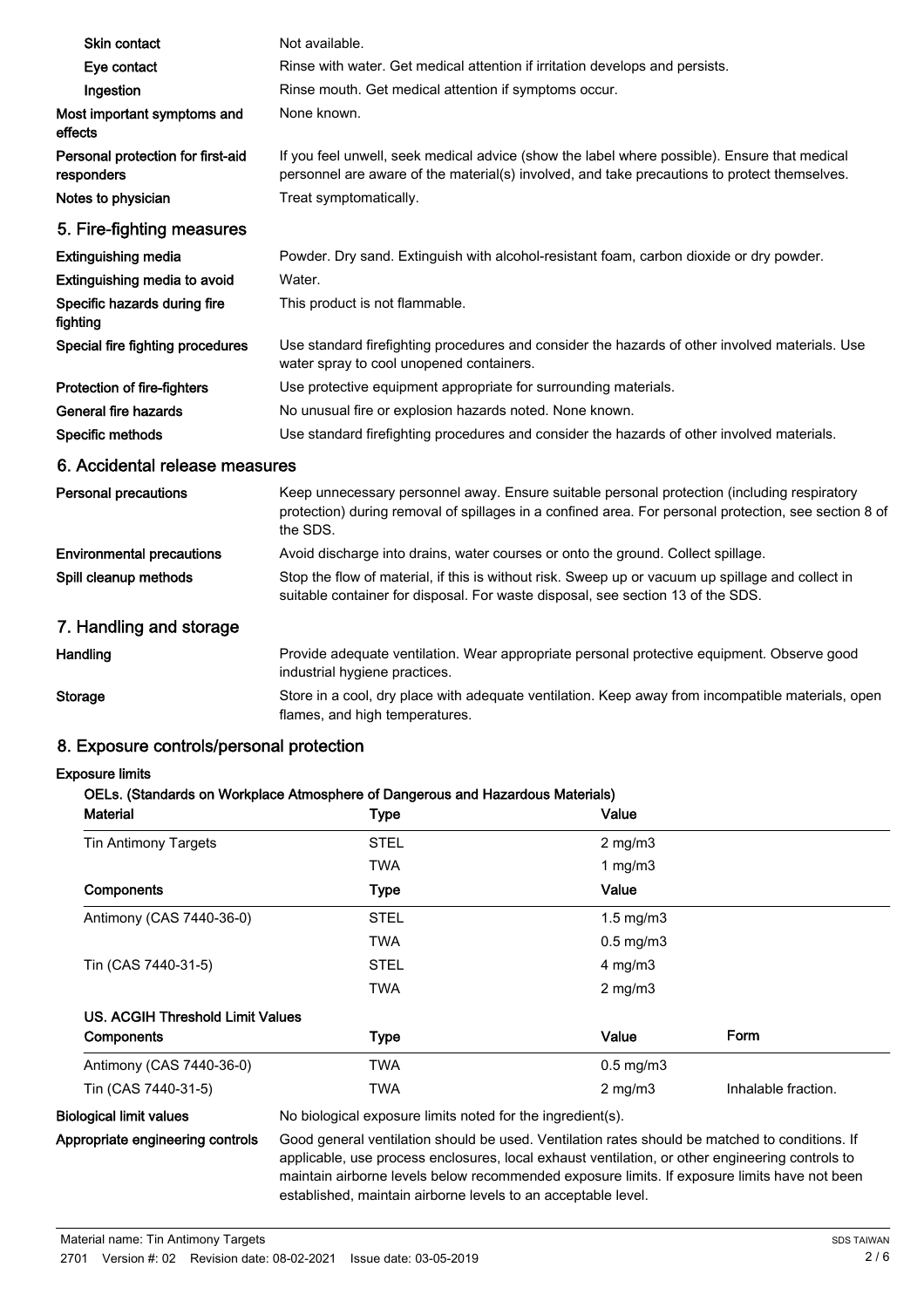| | |
|---|---|
| **Skin contact** | Not available. |
| **Eye contact** | Rinse with water. Get medical attention if irritation develops and persists. |
| **Ingestion** | Rinse mouth. Get medical attention if symptoms occur. |
| **Most important symptoms and effects** | None known. |
| **Personal protection for first-aid responders** | If you feel unwell, seek medical advice (show the label where possible). Ensure that medical personnel are aware of the material(s) involved, and take precautions to protect themselves. |
| **Notes to physician** | Treat symptomatically. |

## 5. Fire-fighting measures

| | |
|---|---|
| **Extinguishing media** | Powder. Dry sand. Extinguish with alcohol-resistant foam, carbon dioxide or dry powder. |
| **Extinguishing media to avoid** | Water. |
| **Specific hazards during fire fighting** | This product is not flammable. |
| **Special fire fighting procedures** | Use standard firefighting procedures and consider the hazards of other involved materials. Use water spray to cool unopened containers. |
| **Protection of fire-fighters** | Use protective equipment appropriate for surrounding materials. |
| **General fire hazards** | No unusual fire or explosion hazards noted. None known. |
| **Specific methods** | Use standard firefighting procedures and consider the hazards of other involved materials. |

## 6. Accidental release measures

| | |
|---|---|
| **Personal precautions** | Keep unnecessary personnel away. Ensure suitable personal protection (including respiratory protection) during removal of spillages in a confined area. For personal protection, see section 8 of the SDS. |
| **Environmental precautions** | Avoid discharge into drains, water courses or onto the ground. Collect spillage. |
| **Spill cleanup methods** | Stop the flow of material, if this is without risk. Sweep up or vacuum up spillage and collect in suitable container for disposal. For waste disposal, see section 13 of the SDS. |

## 7. Handling and storage

| | |
|---|---|
| **Handling** | Provide adequate ventilation. Wear appropriate personal protective equipment. Observe good industrial hygiene practices. |
| **Storage** | Store in a cool, dry place with adequate ventilation. Keep away from incompatible materials, open flames, and high temperatures. |

## 8. Exposure controls/personal protection

**Exposure limits**

**OELs. (Standards on Workplace Atmosphere of Dangerous and Hazardous Materials)**

| Material | Type | Value |
|---|---|---|
| Tin Antimony Targets | STEL | 2 mg/m3 |
| | TWA | 1 mg/m3 |
| **Components** | **Type** | **Value** |
| Antimony (CAS 7440-36-0) | STEL | 1.5 mg/m3 |
| | TWA | 0.5 mg/m3 |
| Tin (CAS 7440-31-5) | STEL | 4 mg/m3 |
| | TWA | 2 mg/m3 |

**US. ACGIH Threshold Limit Values**

| Components | Type | Value | Form |
|---|---|---|---|
| Antimony (CAS 7440-36-0) | TWA | 0.5 mg/m3 | |
| Tin (CAS 7440-31-5) | TWA | 2 mg/m3 | Inhalable fraction. |

| | |
|---|---|
| **Biological limit values** | No biological exposure limits noted for the ingredient(s). |
| **Appropriate engineering controls** | Good general ventilation should be used. Ventilation rates should be matched to conditions. If applicable, use process enclosures, local exhaust ventilation, or other engineering controls to maintain airborne levels below recommended exposure limits. If exposure limits have not been established, maintain airborne levels to an acceptable level. |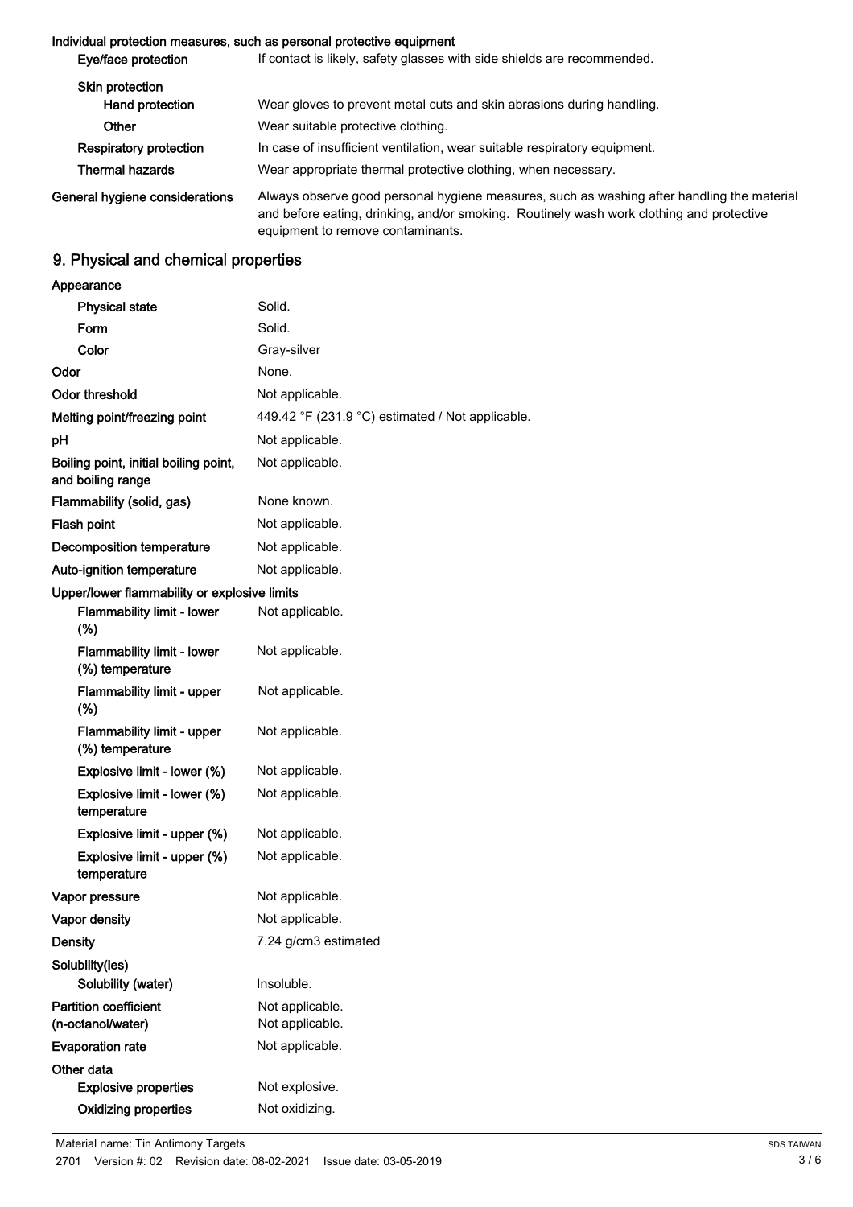**Individual protection measures, such as personal protective equipment**

| | |
|---|---|
| **Eye/face protection** | If contact is likely, safety glasses with side shields are recommended. |
| **Skin protection** | |
| **Hand protection** | Wear gloves to prevent metal cuts and skin abrasions during handling. |
| **Other** | Wear suitable protective clothing. |
| **Respiratory protection** | In case of insufficient ventilation, wear suitable respiratory equipment. |
| **Thermal hazards** | Wear appropriate thermal protective clothing, when necessary. |
| **General hygiene considerations** | Always observe good personal hygiene measures, such as washing after handling the material and before eating, drinking, and/or smoking. Routinely wash work clothing and protective equipment to remove contaminants. |

## 9. Physical and chemical properties

| | |
|---|---|
| **Appearance** | |
| **Physical state** | Solid. |
| **Form** | Solid. |
| **Color** | Gray-silver |
| **Odor** | None. |
| **Odor threshold** | Not applicable. |
| **Melting point/freezing point** | 449.42 °F (231.9 °C) estimated / Not applicable. |
| **pH** | Not applicable. |
| **Boiling point, initial boiling point, and boiling range** | Not applicable. |
| **Flammability (solid, gas)** | None known. |
| **Flash point** | Not applicable. |
| **Decomposition temperature** | Not applicable. |
| **Auto-ignition temperature** | Not applicable. |
| **Upper/lower flammability or explosive limits** | |
| **Flammability limit - lower (%)** | Not applicable. |
| **Flammability limit - lower (%) temperature** | Not applicable. |
| **Flammability limit - upper (%)** | Not applicable. |
| **Flammability limit - upper (%) temperature** | Not applicable. |
| **Explosive limit - lower (%)** | Not applicable. |
| **Explosive limit - lower (%) temperature** | Not applicable. |
| **Explosive limit - upper (%)** | Not applicable. |
| **Explosive limit - upper (%) temperature** | Not applicable. |
| **Vapor pressure** | Not applicable. |
| **Vapor density** | Not applicable. |
| **Density** | 7.24 g/cm3 estimated |
| **Solubility(ies)** | |
| **Solubility (water)** | Insoluble. |
| **Partition coefficient (n-octanol/water)** | Not applicable.<br>Not applicable. |
| **Evaporation rate** | Not applicable. |
| **Other data** | |
| **Explosive properties** | Not explosive. |
| **Oxidizing properties** | Not oxidizing. |

Material name: Tin Antimony Targets

2701 Version #: 02 Revision date: 08-02-2021 Issue date: 03-05-2019

SDS TAIWAN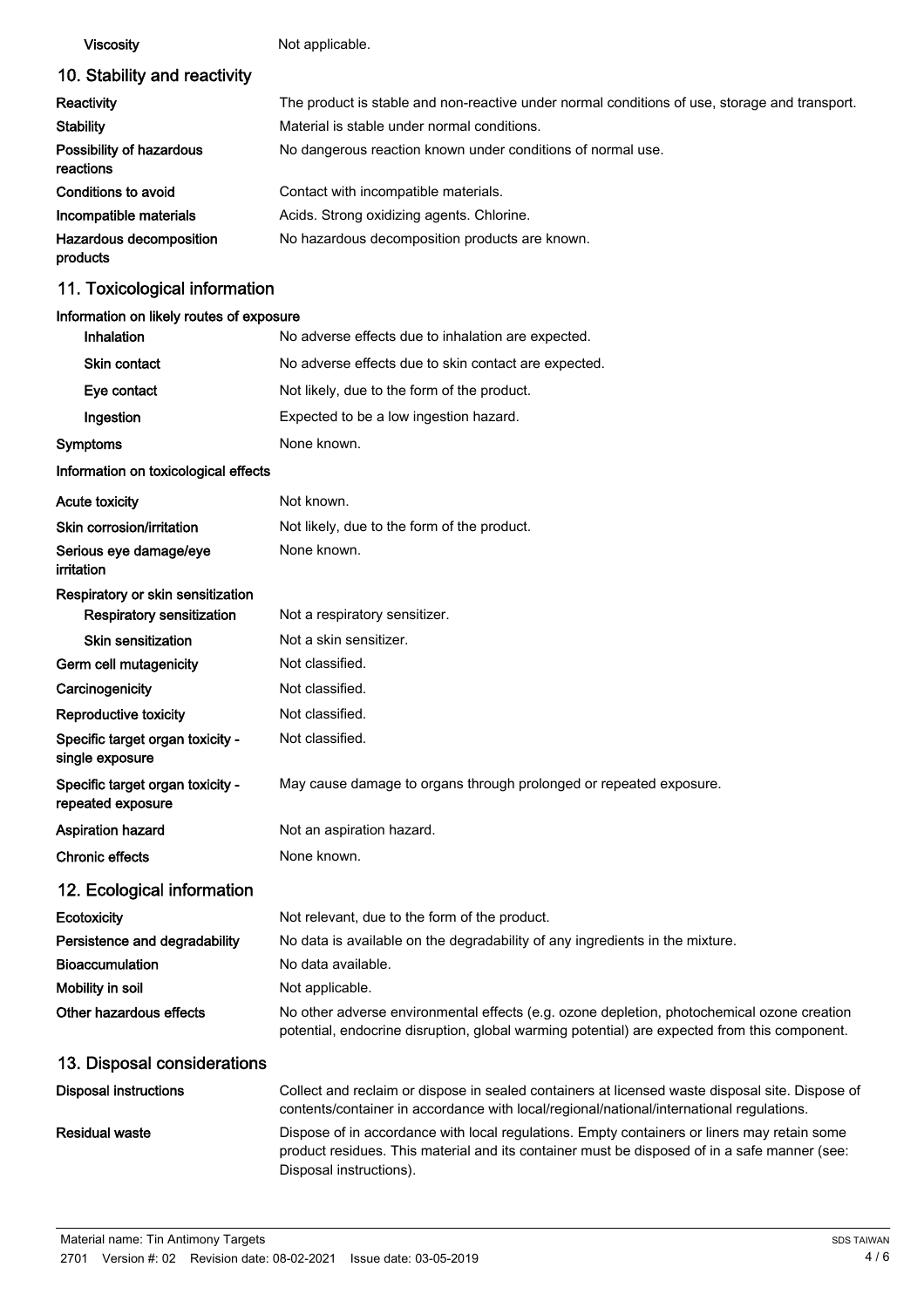| | |
|---|---|
| **Viscosity** | Not applicable. |

## 10. Stability and reactivity

| | |
|---|---|
| **Reactivity** | The product is stable and non-reactive under normal conditions of use, storage and transport. |
| **Stability** | Material is stable under normal conditions. |
| **Possibility of hazardous reactions** | No dangerous reaction known under conditions of normal use. |
| **Conditions to avoid** | Contact with incompatible materials. |
| **Incompatible materials** | Acids. Strong oxidizing agents. Chlorine. |
| **Hazardous decomposition products** | No hazardous decomposition products are known. |

## 11. Toxicological information

**Information on likely routes of exposure**

| | |
|---|---|
| **Inhalation** | No adverse effects due to inhalation are expected. |
| **Skin contact** | No adverse effects due to skin contact are expected. |
| **Eye contact** | Not likely, due to the form of the product. |
| **Ingestion** | Expected to be a low ingestion hazard. |
| **Symptoms** | None known. |

**Information on toxicological effects**

| | |
|---|---|
| **Acute toxicity** | Not known. |
| **Skin corrosion/irritation** | Not likely, due to the form of the product. |
| **Serious eye damage/eye irritation** | None known. |
| **Respiratory or skin sensitization** | |
| **Respiratory sensitization** | Not a respiratory sensitizer. |
| **Skin sensitization** | Not a skin sensitizer. |
| **Germ cell mutagenicity** | Not classified. |
| **Carcinogenicity** | Not classified. |
| **Reproductive toxicity** | Not classified. |
| **Specific target organ toxicity - single exposure** | Not classified. |
| **Specific target organ toxicity - repeated exposure** | May cause damage to organs through prolonged or repeated exposure. |
| **Aspiration hazard** | Not an aspiration hazard. |
| **Chronic effects** | None known. |

## 12. Ecological information

| | |
|---|---|
| **Ecotoxicity** | Not relevant, due to the form of the product. |
| **Persistence and degradability** | No data is available on the degradability of any ingredients in the mixture. |
| **Bioaccumulation** | No data available. |
| **Mobility in soil** | Not applicable. |
| **Other hazardous effects** | No other adverse environmental effects (e.g. ozone depletion, photochemical ozone creation potential, endocrine disruption, global warming potential) are expected from this component. |

## 13. Disposal considerations

| | |
|---|---|
| **Disposal instructions** | Collect and reclaim or dispose in sealed containers at licensed waste disposal site. Dispose of contents/container in accordance with local/regional/national/international regulations. |
| **Residual waste** | Dispose of in accordance with local regulations. Empty containers or liners may retain some product residues. This material and its container must be disposed of in a safe manner (see: Disposal instructions). |

Material name: Tin Antimony Targets

2701 Version #: 02 Revision date: 08-02-2021 Issue date: 03-05-2019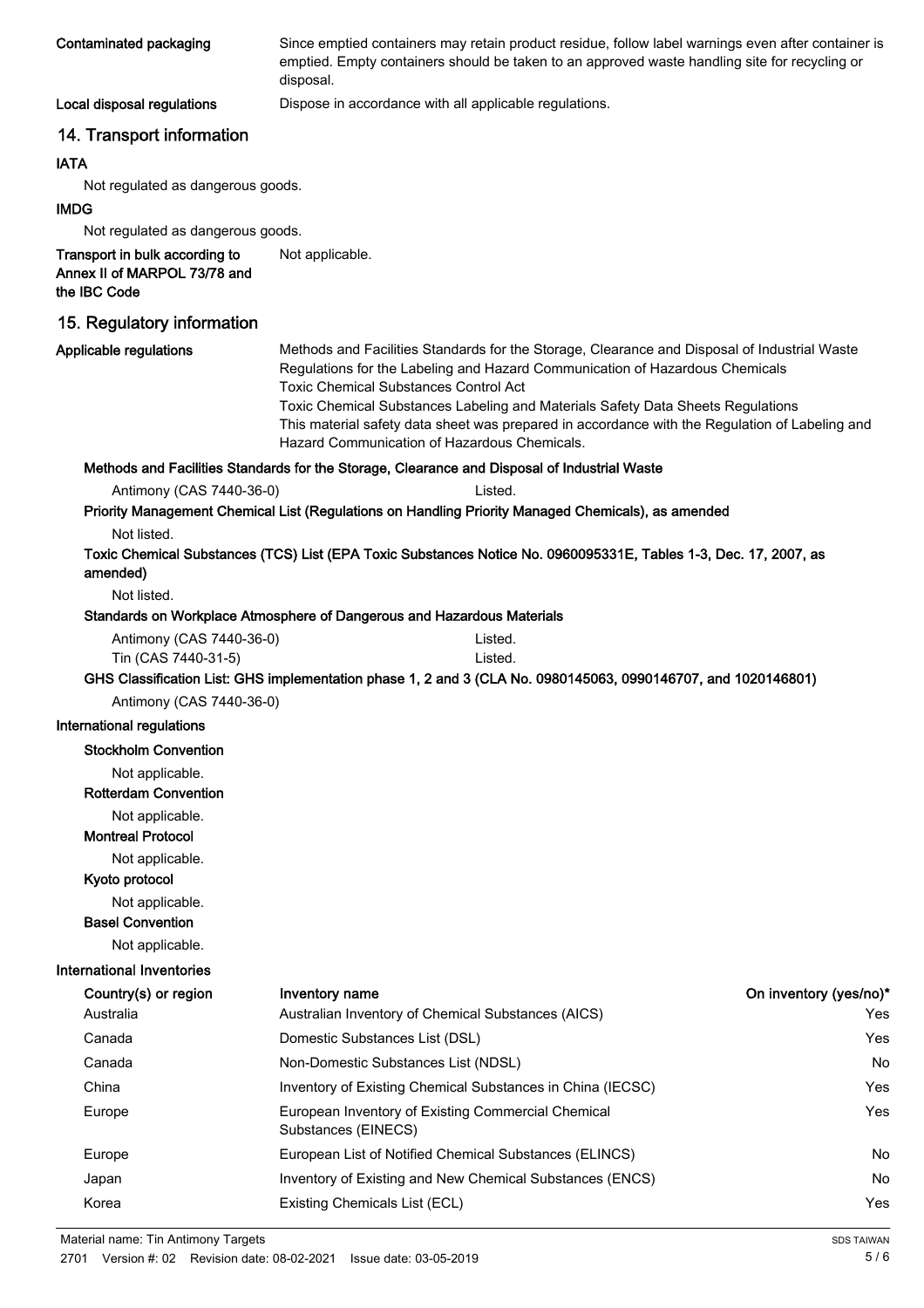**Contaminated packaging** Since emptied containers may retain product residue, follow label warnings even after container is emptied. Empty containers should be taken to an approved waste handling site for recycling or disposal.

**Local disposal regulations** Dispose in accordance with all applicable regulations.

## 14. Transport information

**IATA**

Not regulated as dangerous goods.

**IMDG**

Not regulated as dangerous goods.

**Transport in bulk according to Annex II of MARPOL 73/78 and the IBC Code** Not applicable.

## 15. Regulatory information

**Applicable regulations**

Methods and Facilities Standards for the Storage, Clearance and Disposal of Industrial Waste
Regulations for the Labeling and Hazard Communication of Hazardous Chemicals
Toxic Chemical Substances Control Act
Toxic Chemical Substances Labeling and Materials Safety Data Sheets Regulations
This material safety data sheet was prepared in accordance with the Regulation of Labeling and Hazard Communication of Hazardous Chemicals.

**Methods and Facilities Standards for the Storage, Clearance and Disposal of Industrial Waste**

Antimony (CAS 7440-36-0) Listed.

**Priority Management Chemical List (Regulations on Handling Priority Managed Chemicals), as amended**

Not listed.

**Toxic Chemical Substances (TCS) List (EPA Toxic Substances Notice No. 0960095331E, Tables 1-3, Dec. 17, 2007, as amended)**

Not listed.

**Standards on Workplace Atmosphere of Dangerous and Hazardous Materials**

Antimony (CAS 7440-36-0) Listed.
Tin (CAS 7440-31-5) Listed.

**GHS Classification List: GHS implementation phase 1, 2 and 3 (CLA No. 0980145063, 0990146707, and 1020146801)**

Antimony (CAS 7440-36-0)

**International regulations**

**Stockholm Convention**

Not applicable.

**Rotterdam Convention**

Not applicable.

**Montreal Protocol**

Not applicable.

**Kyoto protocol**

Not applicable.

**Basel Convention**

Not applicable.

**International Inventories**

| Country(s) or region | Inventory name | On inventory (yes/no)* |
| --- | --- | --- |
| Australia | Australian Inventory of Chemical Substances (AICS) | Yes |
| Canada | Domestic Substances List (DSL) | Yes |
| Canada | Non-Domestic Substances List (NDSL) | No |
| China | Inventory of Existing Chemical Substances in China (IECSC) | Yes |
| Europe | European Inventory of Existing Commercial Chemical Substances (EINECS) | Yes |
| Europe | European List of Notified Chemical Substances (ELINCS) | No |
| Japan | Inventory of Existing and New Chemical Substances (ENCS) | No |
| Korea | Existing Chemicals List (ECL) | Yes |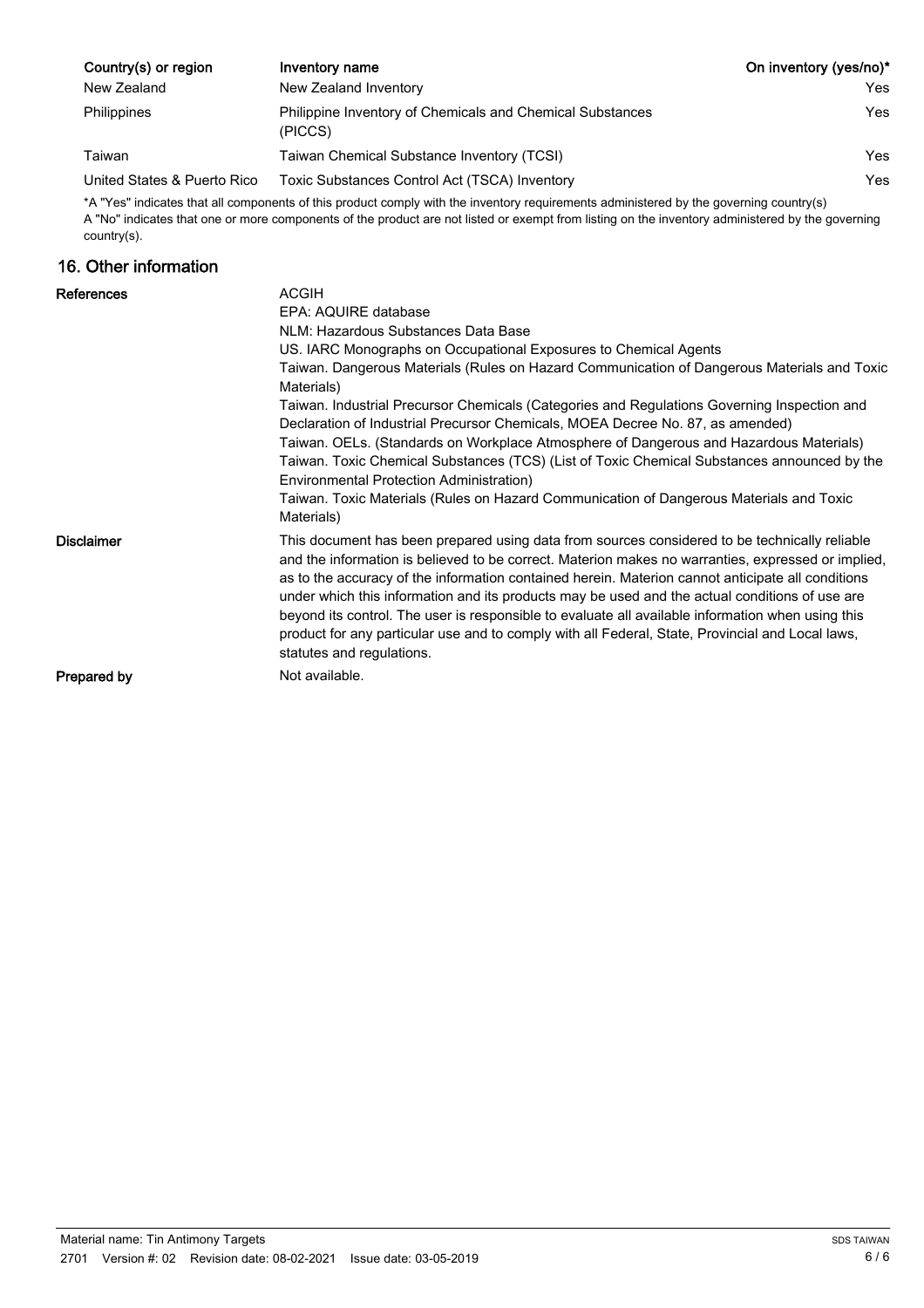| Country(s) or region | Inventory name | On inventory (yes/no)* |
| --- | --- | --- |
| New Zealand | New Zealand Inventory | Yes |
| Philippines | Philippine Inventory of Chemicals and Chemical Substances (PICCS) | Yes |
| Taiwan | Taiwan Chemical Substance Inventory (TCSI) | Yes |
| United States & Puerto Rico | Toxic Substances Control Act (TSCA) Inventory | Yes |

*A "Yes" indicates that all components of this product comply with the inventory requirements administered by the governing country(s)
A "No" indicates that one or more components of the product are not listed or exempt from listing on the inventory administered by the governing country(s).

## 16. Other information

**References**

ACGIH
EPA: AQUIRE database
NLM: Hazardous Substances Data Base
US. IARC Monographs on Occupational Exposures to Chemical Agents
Taiwan. Dangerous Materials (Rules on Hazard Communication of Dangerous Materials and Toxic Materials)
Taiwan. Industrial Precursor Chemicals (Categories and Regulations Governing Inspection and Declaration of Industrial Precursor Chemicals, MOEA Decree No. 87, as amended)
Taiwan. OELs. (Standards on Workplace Atmosphere of Dangerous and Hazardous Materials)
Taiwan. Toxic Chemical Substances (TCS) (List of Toxic Chemical Substances announced by the Environmental Protection Administration)
Taiwan. Toxic Materials (Rules on Hazard Communication of Dangerous Materials and Toxic Materials)

**Disclaimer**

This document has been prepared using data from sources considered to be technically reliable and the information is believed to be correct. Materion makes no warranties, expressed or implied, as to the accuracy of the information contained herein. Materion cannot anticipate all conditions under which this information and its products may be used and the actual conditions of use are beyond its control. The user is responsible to evaluate all available information when using this product for any particular use and to comply with all Federal, State, Provincial and Local laws, statutes and regulations.

**Prepared by**

Not available.